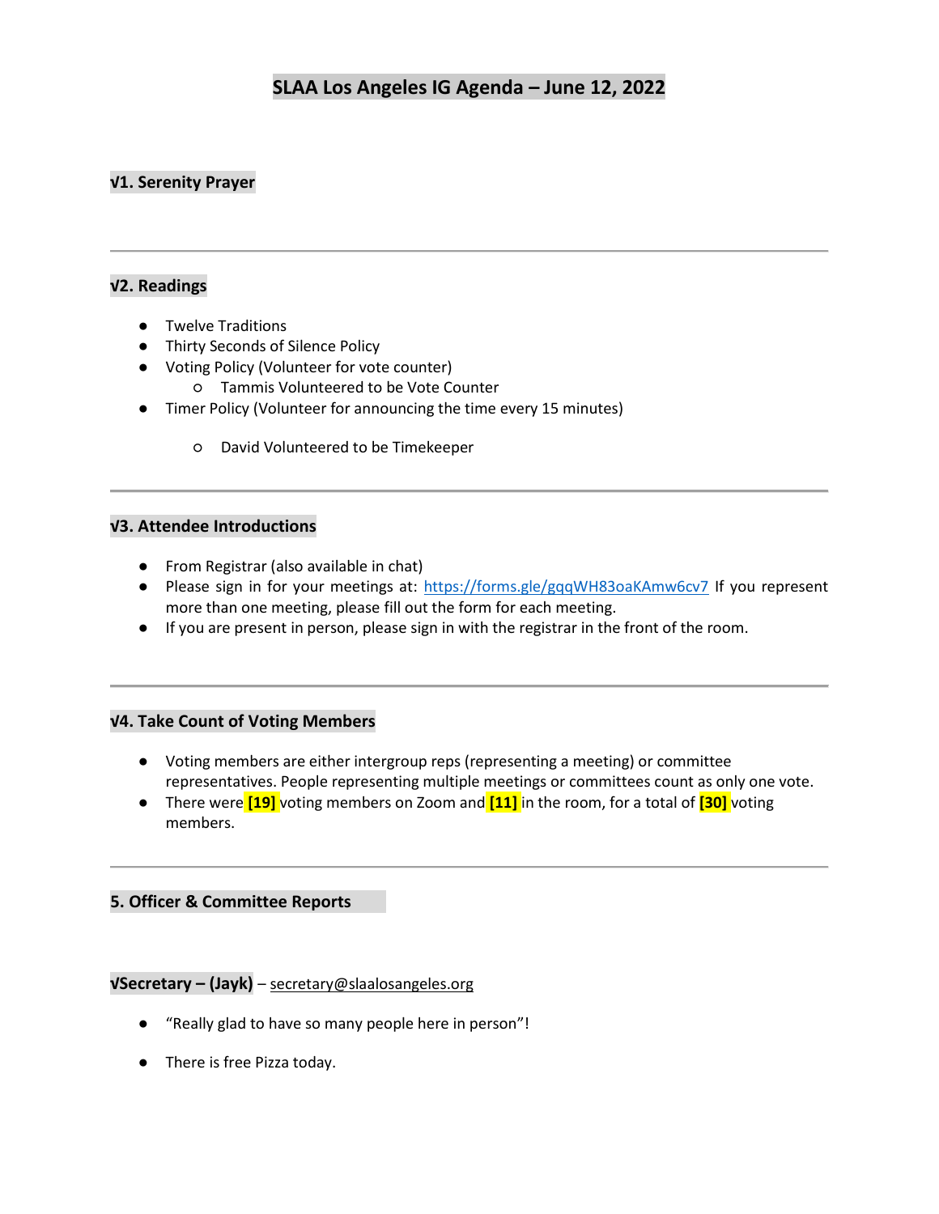# SLAA Los Angeles IG Agenda – June 12, 2022

## √1. Serenity Prayer

---

## √2. Readings

- Twelve Traditions
- Thirty Seconds of Silence Policy
- Voting Policy (Volunteer for vote counter)
  - Tammis Volunteered to be Vote Counter
- Timer Policy (Volunteer for announcing the time every 15 minutes)
  - David Volunteered to be Timekeeper

---

## √3. Attendee Introductions

- From Registrar (also available in chat)
- Please sign in for your meetings at: [https://forms.gle/gqqWH83oaKAmw6cv7](https://forms.gle/gqqWH83oaKAmw6cv7) If you represent more than one meeting, please fill out the form for each meeting.
- If you are present in person, please sign in with the registrar in the front of the room.

---

## √4. Take Count of Voting Members

- Voting members are either intergroup reps (representing a meeting) or committee representatives. People representing multiple meetings or committees count as only one vote.
- There were **[19]** voting members on Zoom and **[11]** in the room, for a total of **[30]** voting members.

---

## 5. Officer & Committee Reports

### √Secretary – (Jayk) – secretary@slaalosangeles.org

- "Really glad to have so many people here in person"!
- There is free Pizza today.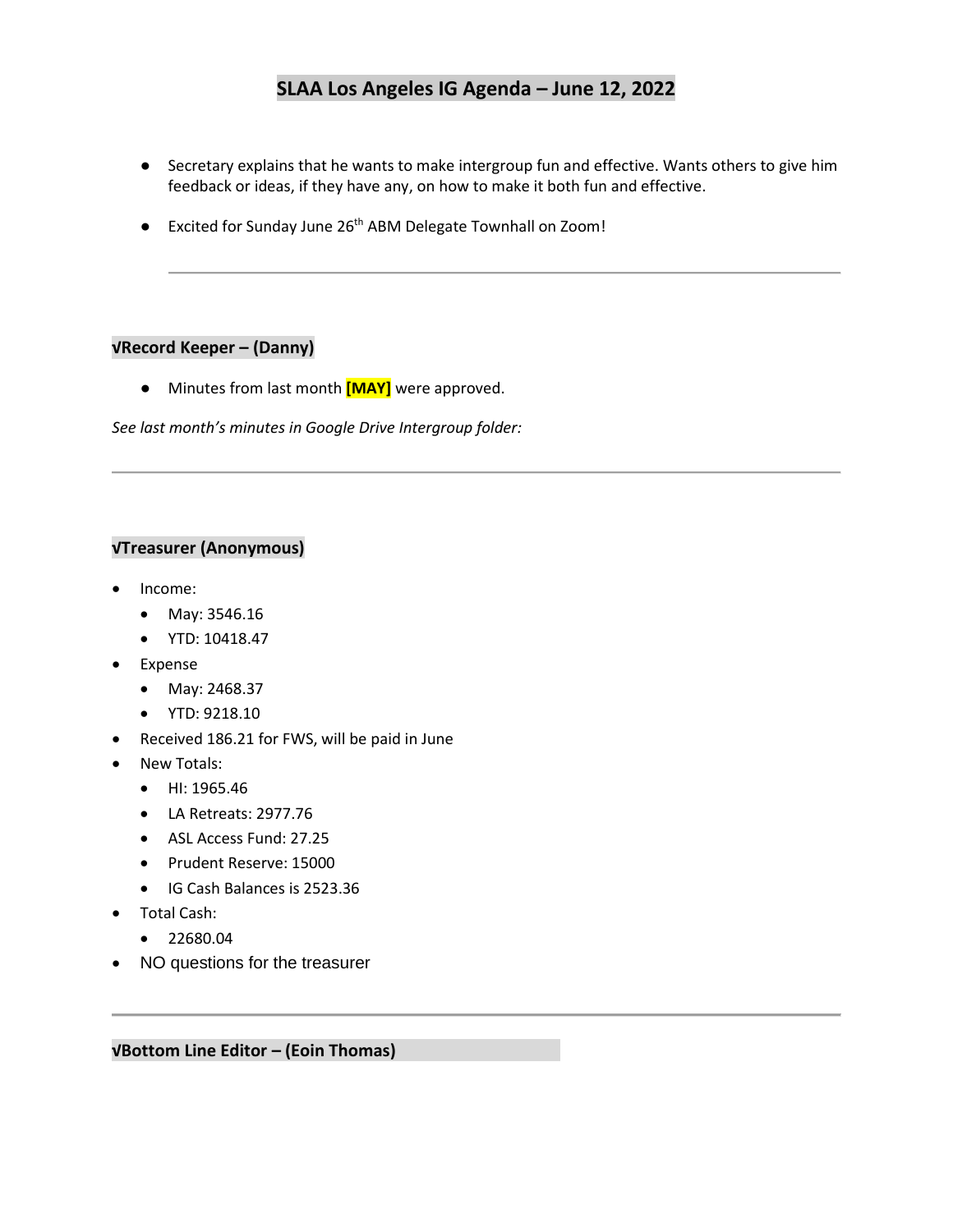# SLAA Los Angeles IG Agenda – June 12, 2022

- Secretary explains that he wants to make intergroup fun and effective. Wants others to give him feedback or ideas, if they have any, on how to make it both fun and effective.
- Excited for Sunday June 26th ABM Delegate Townhall on Zoom!

---

### √Record Keeper – (Danny)

- Minutes from last month **[MAY]** were approved.

*See last month's minutes in Google Drive Intergroup folder:*

---

### √Treasurer (Anonymous)

- Income:
  - May: 3546.16
  - YTD: 10418.47
- Expense
  - May: 2468.37
  - YTD: 9218.10
- Received 186.21 for FWS, will be paid in June
- New Totals:
  - HI: 1965.46
  - LA Retreats: 2977.76
  - ASL Access Fund: 27.25
  - Prudent Reserve: 15000
  - IG Cash Balances is 2523.36
- Total Cash:
  - 22680.04
- NO questions for the treasurer

---

### √Bottom Line Editor – (Eoin Thomas)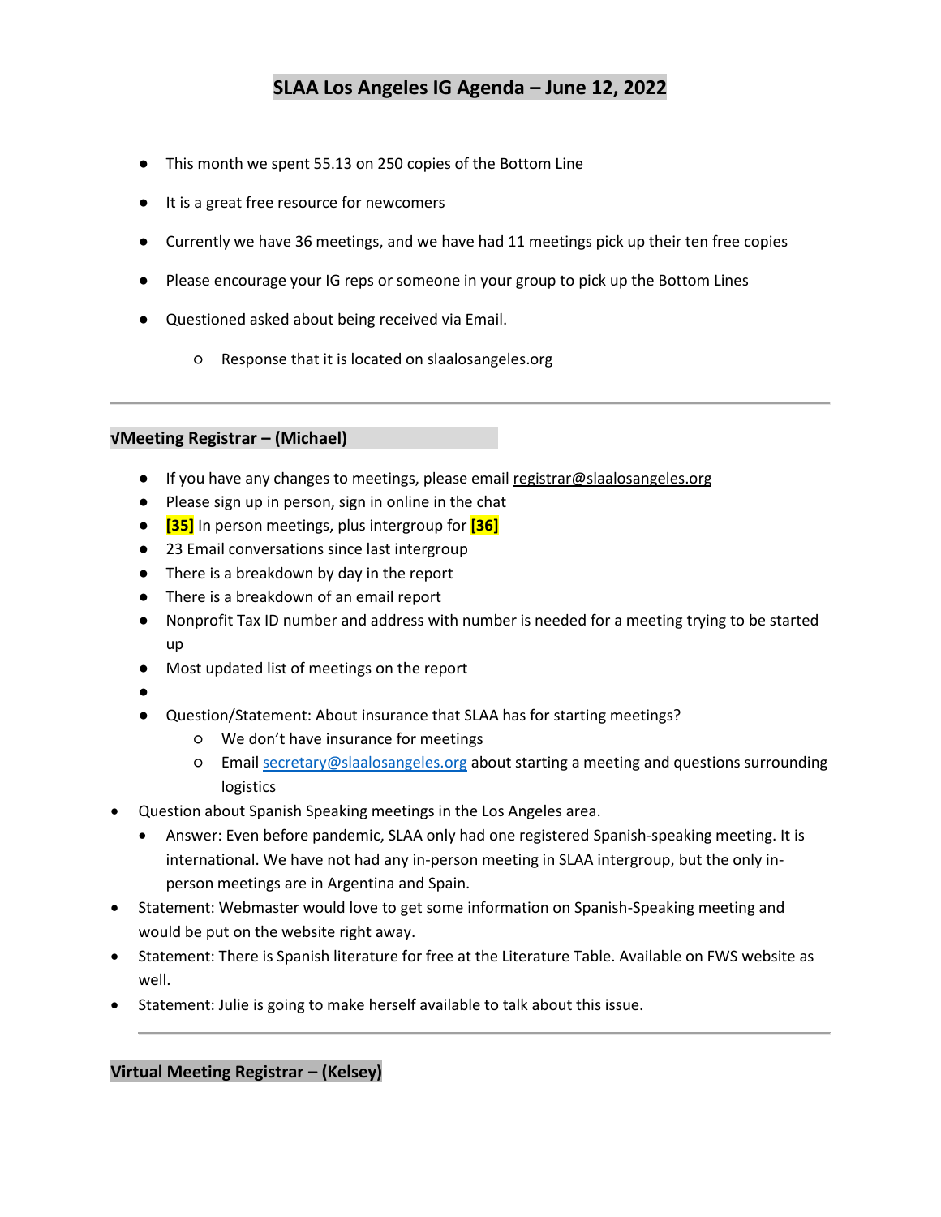# SLAA Los Angeles IG Agenda – June 12, 2022

- This month we spent 55.13 on 250 copies of the Bottom Line
- It is a great free resource for newcomers
- Currently we have 36 meetings, and we have had 11 meetings pick up their ten free copies
- Please encourage your IG reps or someone in your group to pick up the Bottom Lines
- Questioned asked about being received via Email.
  - Response that it is located on slaalosangeles.org

---

## √Meeting Registrar – (Michael)

- If you have any changes to meetings, please email registrar@slaalosangeles.org
- Please sign up in person, sign in online in the chat
- **[35]** In person meetings, plus intergroup for **[36]**
- 23 Email conversations since last intergroup
- There is a breakdown by day in the report
- There is a breakdown of an email report
- Nonprofit Tax ID number and address with number is needed for a meeting trying to be started up
- Most updated list of meetings on the report
- 
- Question/Statement: About insurance that SLAA has for starting meetings?
  - We don't have insurance for meetings
  - Email secretary@slaalosangeles.org about starting a meeting and questions surrounding logistics
- Question about Spanish Speaking meetings in the Los Angeles area.
  - Answer: Even before pandemic, SLAA only had one registered Spanish-speaking meeting. It is international. We have not had any in-person meeting in SLAA intergroup, but the only in-person meetings are in Argentina and Spain.
- Statement: Webmaster would love to get some information on Spanish-Speaking meeting and would be put on the website right away.
- Statement: There is Spanish literature for free at the Literature Table. Available on FWS website as well.
- Statement: Julie is going to make herself available to talk about this issue.

---

## Virtual Meeting Registrar – (Kelsey)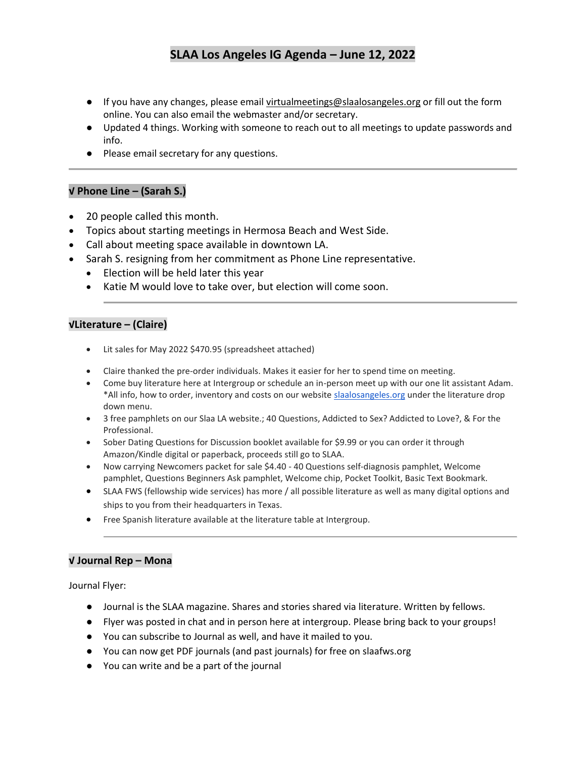# SLAA Los Angeles IG Agenda – June 12, 2022

- If you have any changes, please email virtualmeetings@slaalosangeles.org or fill out the form online. You can also email the webmaster and/or secretary.
- Updated 4 things. Working with someone to reach out to all meetings to update passwords and info.
- Please email secretary for any questions.

---

## √ Phone Line – (Sarah S.)

- 20 people called this month.
- Topics about starting meetings in Hermosa Beach and West Side.
- Call about meeting space available in downtown LA.
- Sarah S. resigning from her commitment as Phone Line representative.
  - Election will be held later this year
  - Katie M would love to take over, but election will come soon.

---

## √Literature – (Claire)

- Lit sales for May 2022 $470.95 (spreadsheet attached)
- Claire thanked the pre-order individuals. Makes it easier for her to spend time on meeting.
- Come buy literature here at Intergroup or schedule an in-person meet up with our one lit assistant Adam. *All info, how to order, inventory and costs on our website slaalosangeles.org under the literature drop down menu.
- 3 free pamphlets on our Slaa LA website.; 40 Questions, Addicted to Sex? Addicted to Love?, & For the Professional.
- Sober Dating Questions for Discussion booklet available for $9.99 or you can order it through Amazon/Kindle digital or paperback, proceeds still go to SLAA.
- Now carrying Newcomers packet for sale $4.40 - 40 Questions self-diagnosis pamphlet, Welcome pamphlet, Questions Beginners Ask pamphlet, Welcome chip, Pocket Toolkit, Basic Text Bookmark.
- SLAA FWS (fellowship wide services) has more / all possible literature as well as many digital options and ships to you from their headquarters in Texas.
- Free Spanish literature available at the literature table at Intergroup.

---

## √ Journal Rep – Mona

Journal Flyer:

- Journal is the SLAA magazine. Shares and stories shared via literature. Written by fellows.
- Flyer was posted in chat and in person here at intergroup. Please bring back to your groups!
- You can subscribe to Journal as well, and have it mailed to you.
- You can now get PDF journals (and past journals) for free on slaafws.org
- You can write and be a part of the journal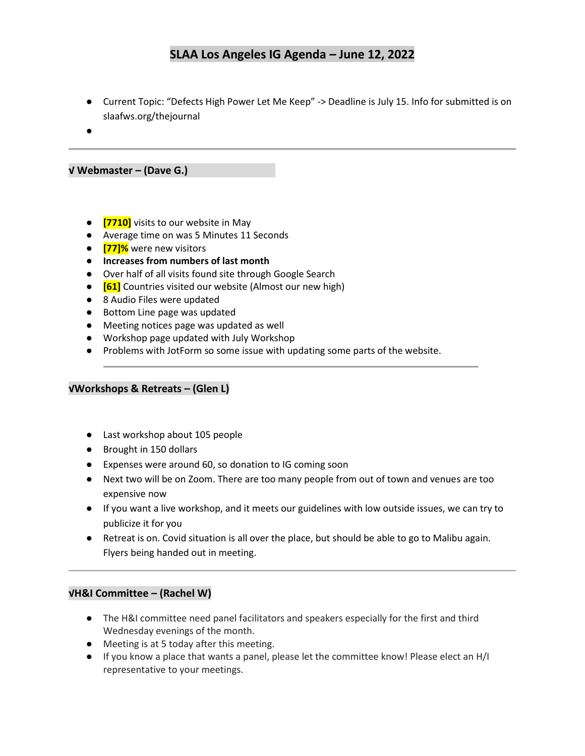# SLAA Los Angeles IG Agenda – June 12, 2022

- Current Topic: "Defects High Power Let Me Keep" -> Deadline is July 15. Info for submitted is on slaafws.org/thejournal
- 

---

### √ Webmaster – (Dave G.)

- [7710] visits to our website in May
- Average time on was 5 Minutes 11 Seconds
- [77]% were new visitors
- **Increases from numbers of last month**
- Over half of all visits found site through Google Search
- [61] Countries visited our website (Almost our new high)
- 8 Audio Files were updated
- Bottom Line page was updated
- Meeting notices page was updated as well
- Workshop page updated with July Workshop
- Problems with JotForm so some issue with updating some parts of the website.

---

### √Workshops & Retreats – (Glen L)

- Last workshop about 105 people
- Brought in 150 dollars
- Expenses were around 60, so donation to IG coming soon
- Next two will be on Zoom. There are too many people from out of town and venues are too expensive now
- If you want a live workshop, and it meets our guidelines with low outside issues, we can try to publicize it for you
- Retreat is on. Covid situation is all over the place, but should be able to go to Malibu again. Flyers being handed out in meeting.

---

### √H&I Committee – (Rachel W)

- The H&I committee need panel facilitators and speakers especially for the first and third Wednesday evenings of the month.
- Meeting is at 5 today after this meeting.
- If you know a place that wants a panel, please let the committee know! Please elect an H/I representative to your meetings.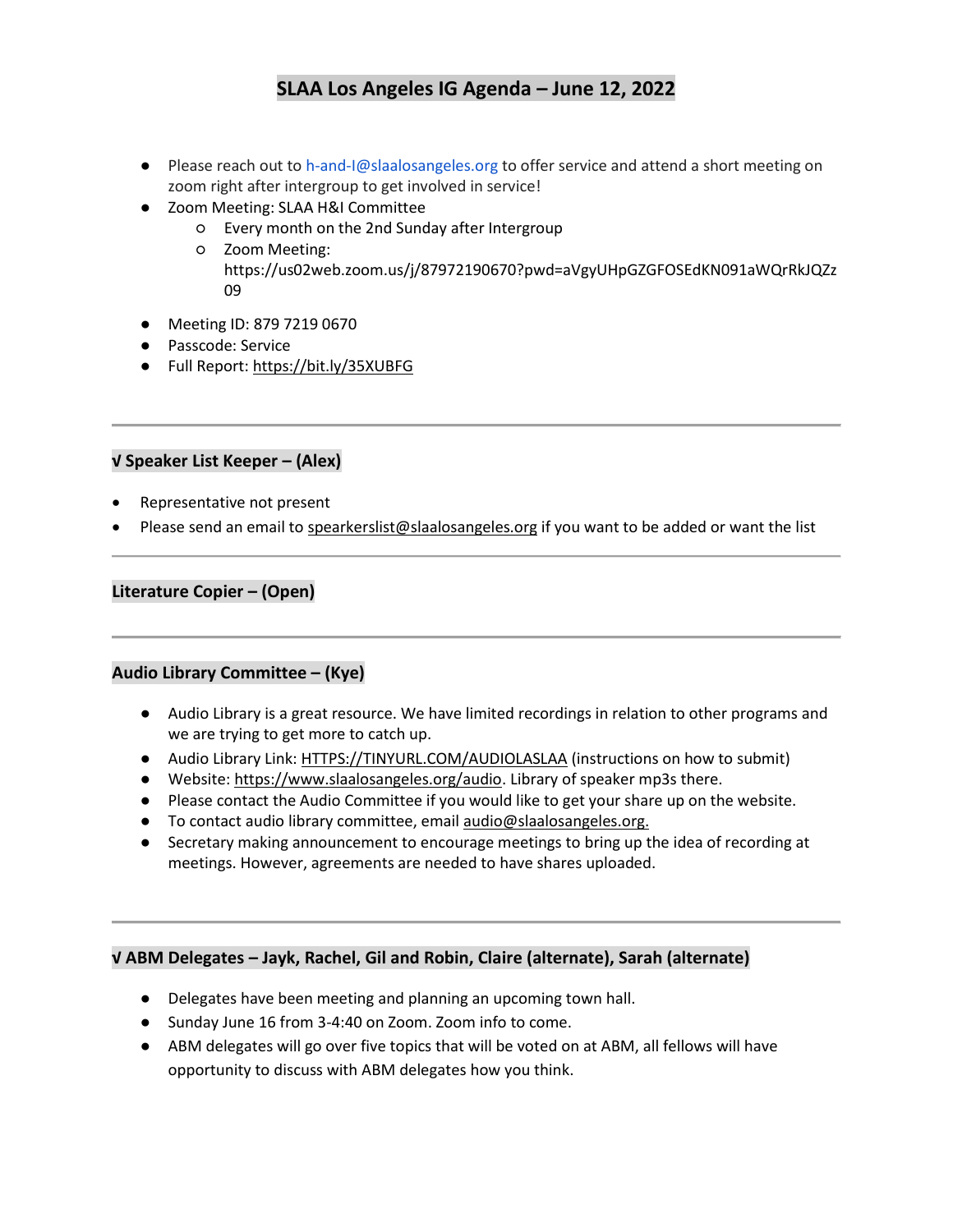# SLAA Los Angeles IG Agenda – June 12, 2022

- Please reach out to h-and-I@slaalosangeles.org to offer service and attend a short meeting on zoom right after intergroup to get involved in service!
- Zoom Meeting: SLAA H&I Committee
    - Every month on the 2nd Sunday after Intergroup
    - Zoom Meeting: https://us02web.zoom.us/j/87972190670?pwd=aVgyUHpGZGFOSEdKN091aWQrRkJQZz09
- Meeting ID: 879 7219 0670
- Passcode: Service
- Full Report: https://bit.ly/35XUBFG

---

## √ Speaker List Keeper – (Alex)

- Representative not present
- Please send an email to spearkerslist@slaalosangeles.org if you want to be added or want the list

---

## Literature Copier – (Open)

---

## Audio Library Committee – (Kye)

- Audio Library is a great resource. We have limited recordings in relation to other programs and we are trying to get more to catch up.
- Audio Library Link: HTTPS://TINYURL.COM/AUDIOLASLAA (instructions on how to submit)
- Website: https://www.slaalosangeles.org/audio. Library of speaker mp3s there.
- Please contact the Audio Committee if you would like to get your share up on the website.
- To contact audio library committee, email audio@slaalosangeles.org.
- Secretary making announcement to encourage meetings to bring up the idea of recording at meetings. However, agreements are needed to have shares uploaded.

---

## √ ABM Delegates – Jayk, Rachel, Gil and Robin, Claire (alternate), Sarah (alternate)

- Delegates have been meeting and planning an upcoming town hall.
- Sunday June 16 from 3-4:40 on Zoom. Zoom info to come.
- ABM delegates will go over five topics that will be voted on at ABM, all fellows will have opportunity to discuss with ABM delegates how you think.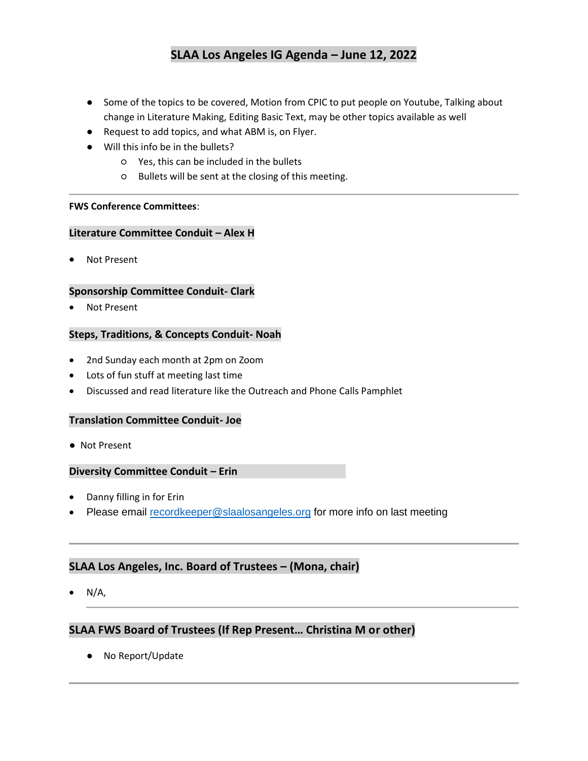# SLAA Los Angeles IG Agenda – June 12, 2022

- Some of the topics to be covered, Motion from CPIC to put people on Youtube, Talking about change in Literature Making, Editing Basic Text, may be other topics available as well
- Request to add topics, and what ABM is, on Flyer.
- Will this info be in the bullets?
  - Yes, this can be included in the bullets
  - Bullets will be sent at the closing of this meeting.

---

**FWS Conference Committees**:

### Literature Committee Conduit – Alex H

- Not Present

### Sponsorship Committee Conduit- Clark

- Not Present

### Steps, Traditions, & Concepts Conduit- Noah

- 2nd Sunday each month at 2pm on Zoom
- Lots of fun stuff at meeting last time
- Discussed and read literature like the Outreach and Phone Calls Pamphlet

### Translation Committee Conduit- Joe

- Not Present

### Diversity Committee Conduit – Erin

- Danny filling in for Erin
- Please email recordkeeper@slaalosangeles.org for more info on last meeting

---

## SLAA Los Angeles, Inc. Board of Trustees – (Mona, chair)

- N/A,

---

## SLAA FWS Board of Trustees (If Rep Present… Christina M or other)

- No Report/Update

---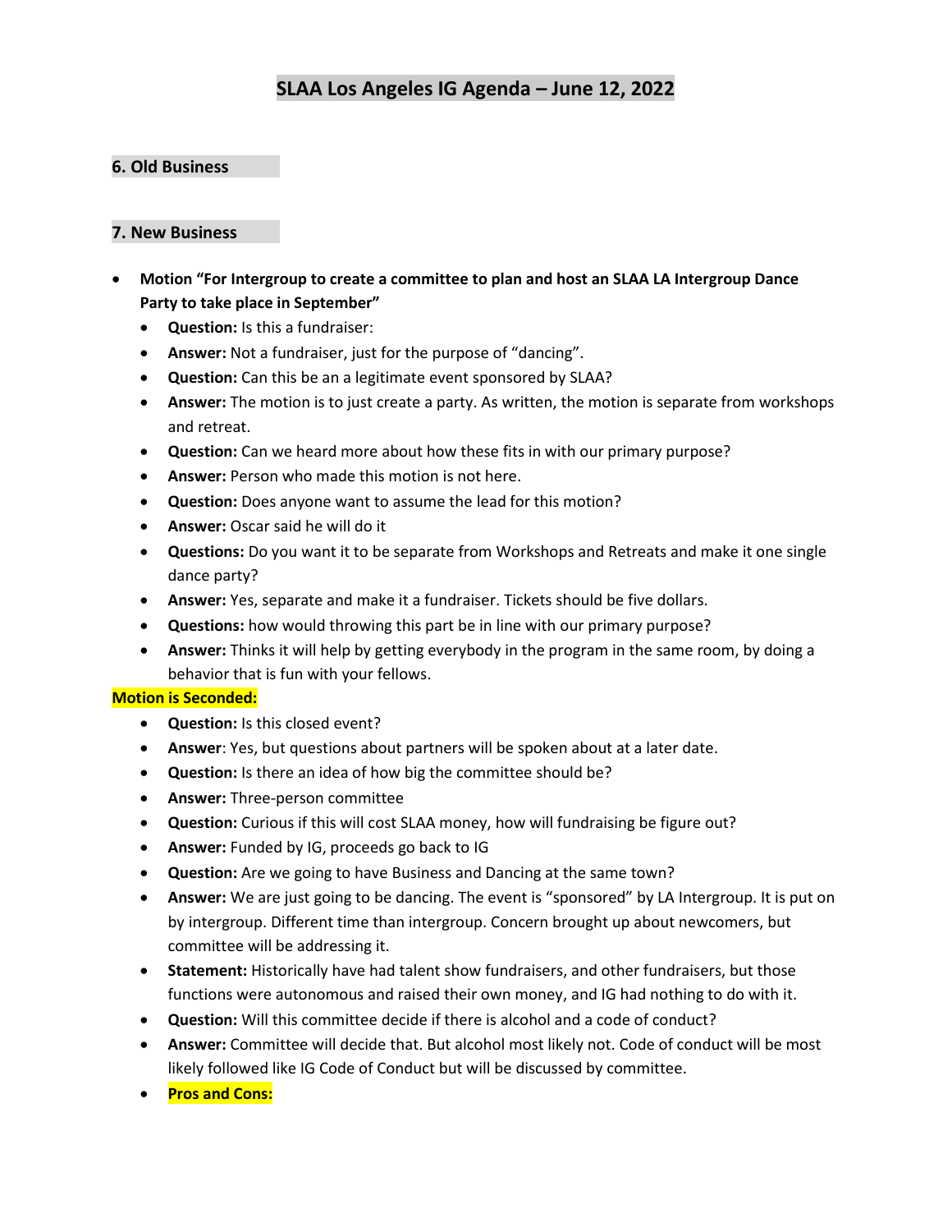# SLAA Los Angeles IG Agenda – June 12, 2022

### 6. Old Business

### 7. New Business

- **Motion "For Intergroup to create a committee to plan and host an SLAA LA Intergroup Dance Party to take place in September"**
  - **Question:** Is this a fundraiser:
  - **Answer:** Not a fundraiser, just for the purpose of "dancing".
  - **Question:** Can this be an a legitimate event sponsored by SLAA?
  - **Answer:** The motion is to just create a party. As written, the motion is separate from workshops and retreat.
  - **Question:** Can we heard more about how these fits in with our primary purpose?
  - **Answer:** Person who made this motion is not here.
  - **Question:** Does anyone want to assume the lead for this motion?
  - **Answer:** Oscar said he will do it
  - **Questions:** Do you want it to be separate from Workshops and Retreats and make it one single dance party?
  - **Answer:** Yes, separate and make it a fundraiser. Tickets should be five dollars.
  - **Questions:** how would throwing this part be in line with our primary purpose?
  - **Answer:** Thinks it will help by getting everybody in the program in the same room, by doing a behavior that is fun with your fellows.

**Motion is Seconded:**

  - **Question:** Is this closed event?
  - **Answer**: Yes, but questions about partners will be spoken about at a later date.
  - **Question:** Is there an idea of how big the committee should be?
  - **Answer:** Three-person committee
  - **Question:** Curious if this will cost SLAA money, how will fundraising be figure out?
  - **Answer:** Funded by IG, proceeds go back to IG
  - **Question:** Are we going to have Business and Dancing at the same town?
  - **Answer:** We are just going to be dancing. The event is "sponsored" by LA Intergroup. It is put on by intergroup. Different time than intergroup. Concern brought up about newcomers, but committee will be addressing it.
  - **Statement:** Historically have had talent show fundraisers, and other fundraisers, but those functions were autonomous and raised their own money, and IG had nothing to do with it.
  - **Question:** Will this committee decide if there is alcohol and a code of conduct?
  - **Answer:** Committee will decide that. But alcohol most likely not. Code of conduct will be most likely followed like IG Code of Conduct but will be discussed by committee.
  - **Pros and Cons:**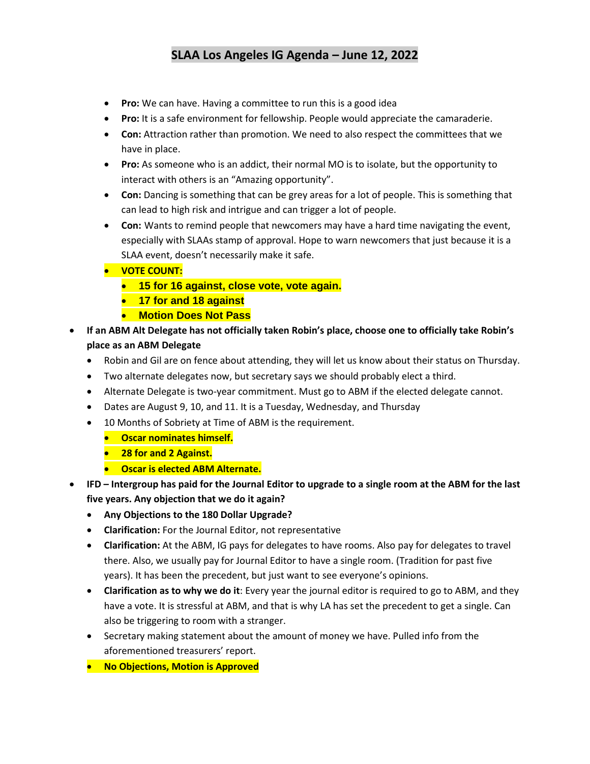# SLAA Los Angeles IG Agenda – June 12, 2022

  - **Pro:** We can have. Having a committee to run this is a good idea
  - **Pro:** It is a safe environment for fellowship. People would appreciate the camaraderie.
  - **Con:** Attraction rather than promotion. We need to also respect the committees that we have in place.
  - **Pro:** As someone who is an addict, their normal MO is to isolate, but the opportunity to interact with others is an "Amazing opportunity".
  - **Con:** Dancing is something that can be grey areas for a lot of people. This is something that can lead to high risk and intrigue and can trigger a lot of people.
  - **Con:** Wants to remind people that newcomers may have a hard time navigating the event, especially with SLAAs stamp of approval. Hope to warn newcomers that just because it is a SLAA event, doesn't necessarily make it safe.
  - **VOTE COUNT:**
    - **15 for 16 against, close vote, vote again.**
    - **17 for and 18 against**
    - **Motion Does Not Pass**
- **If an ABM Alt Delegate has not officially taken Robin's place, choose one to officially take Robin's place as an ABM Delegate**
  - Robin and Gil are on fence about attending, they will let us know about their status on Thursday.
  - Two alternate delegates now, but secretary says we should probably elect a third.
  - Alternate Delegate is two-year commitment. Must go to ABM if the elected delegate cannot.
  - Dates are August 9, 10, and 11. It is a Tuesday, Wednesday, and Thursday
  - 10 Months of Sobriety at Time of ABM is the requirement.
    - **Oscar nominates himself.**
    - **28 for and 2 Against.**
    - **Oscar is elected ABM Alternate.**
- **IFD – Intergroup has paid for the Journal Editor to upgrade to a single room at the ABM for the last five years. Any objection that we do it again?**
  - **Any Objections to the 180 Dollar Upgrade?**
  - **Clarification:** For the Journal Editor, not representative
  - **Clarification:** At the ABM, IG pays for delegates to have rooms. Also pay for delegates to travel there. Also, we usually pay for Journal Editor to have a single room. (Tradition for past five years). It has been the precedent, but just want to see everyone's opinions.
  - **Clarification as to why we do it**: Every year the journal editor is required to go to ABM, and they have a vote. It is stressful at ABM, and that is why LA has set the precedent to get a single. Can also be triggering to room with a stranger.
  - Secretary making statement about the amount of money we have. Pulled info from the aforementioned treasurers' report.
  - **No Objections, Motion is Approved**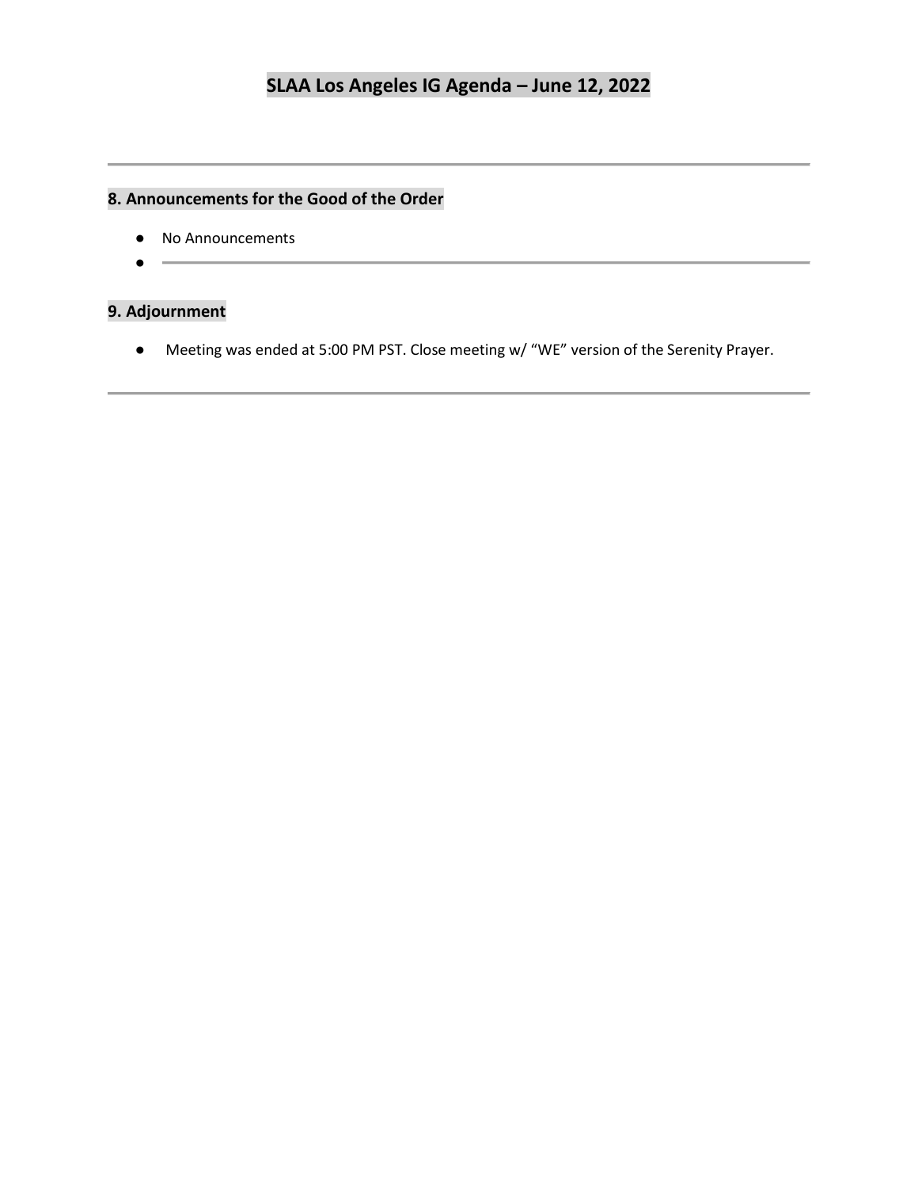# SLAA Los Angeles IG Agenda – June 12, 2022

---

## 8. Announcements for the Good of the Order

- No Announcements
-

---

## 9. Adjournment

- Meeting was ended at 5:00 PM PST. Close meeting w/ "WE" version of the Serenity Prayer.

---